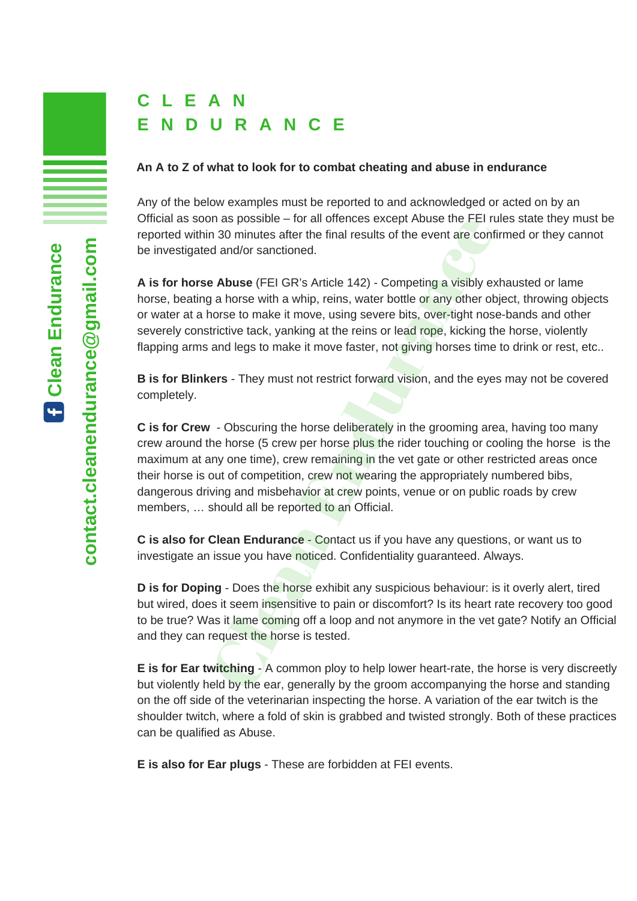# CLEAN ENDURANCE

**Clean Endurance** | **contact.cleanendurance@gmail.com**

**An A to Z of what to look for to combat cheating and abuse in endurance**

Any of the below examples must be reported to and acknowledged or acted on by an Official as soon as possible – for all offences except Abuse the FEI rules state they must be reported within 30 minutes after the final results of the event are confirmed or they cannot be investigated and/or sanctioned.

**A is for horse Abuse** (FEI GR's Article 142) - Competing a visibly exhausted or lame horse, beating a horse with a whip, reins, water bottle or any other object, throwing objects or water at a horse to make it move, using severe bits, over-tight nose-bands and other severely constrictive tack, yanking at the reins or lead rope, kicking the horse, violently flapping arms and legs to make it move faster, not giving horses time to drink or rest, etc..

**B is for Blinkers** - They must not restrict forward vision, and the eyes may not be covered completely.

**C is for Crew** - Obscuring the horse deliberately in the grooming area, having too many crew around the horse (5 crew per horse plus the rider touching or cooling the horse is the maximum at any one time), crew remaining in the vet gate or other restricted areas once their horse is out of competition, crew not wearing the appropriately numbered bibs, dangerous driving and misbehavior at crew points, venue or on public roads by crew members, … should all be reported to an Official.

**C is also for Clean Endurance** - Contact us if you have any questions, or want us to investigate an issue you have noticed. Confidentiality guaranteed. Always.

**D is for Doping** - Does the horse exhibit any suspicious behaviour: is it overly alert, tired but wired, does it seem insensitive to pain or discomfort? Is its heart rate recovery too good to be true? Was it lame coming off a loop and not anymore in the vet gate? Notify an Official and they can request the horse is tested.

**E is for Ear twitching** - A common ploy to help lower heart-rate, the horse is very discreetly but violently held by the ear, generally by the groom accompanying the horse and standing on the off side of the veterinarian inspecting the horse. A variation of the ear twitch is the shoulder twitch, where a fold of skin is grabbed and twisted strongly. Both of these practices can be qualified as Abuse.

**E is also for Ear plugs** - These are forbidden at FEI events.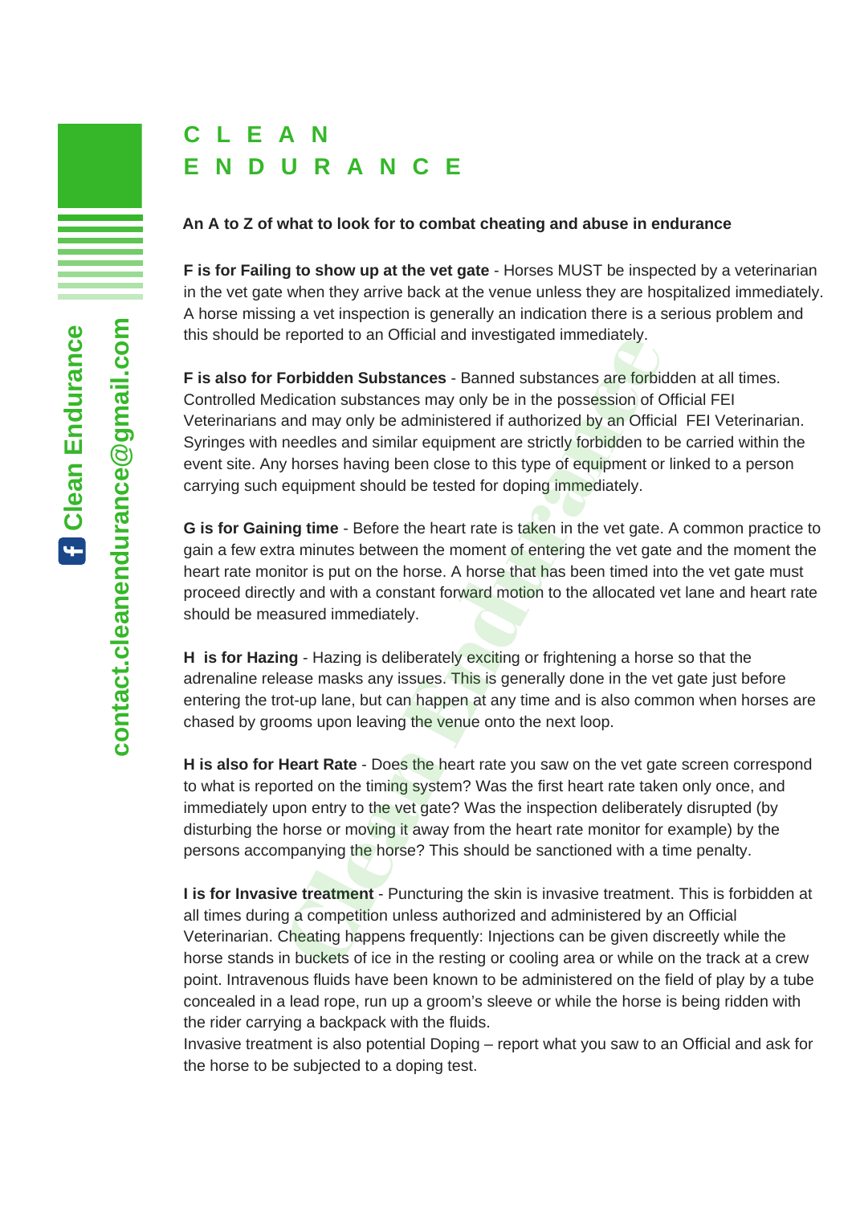# CLEAN ENDURANCE

**An A to Z of what to look for to combat cheating and abuse in endurance**

**F is for Failing to show up at the vet gate** - Horses MUST be inspected by a veterinarian in the vet gate when they arrive back at the venue unless they are hospitalized immediately. A horse missing a vet inspection is generally an indication there is a serious problem and this should be reported to an Official and investigated immediately.

**F is also for Forbidden Substances** - Banned substances are forbidden at all times. Controlled Medication substances may only be in the possession of Official FEI Veterinarians and may only be administered if authorized by an Official FEI Veterinarian. Syringes with needles and similar equipment are strictly forbidden to be carried within the event site. Any horses having been close to this type of equipment or linked to a person carrying such equipment should be tested for doping immediately.

**G is for Gaining time** - Before the heart rate is taken in the vet gate. A common practice to gain a few extra minutes between the moment of entering the vet gate and the moment the heart rate monitor is put on the horse. A horse that has been timed into the vet gate must proceed directly and with a constant forward motion to the allocated vet lane and heart rate should be measured immediately.

**H is for Hazing** - Hazing is deliberately exciting or frightening a horse so that the adrenaline release masks any issues. This is generally done in the vet gate just before entering the trot-up lane, but can happen at any time and is also common when horses are chased by grooms upon leaving the venue onto the next loop.

**H is also for Heart Rate** - Does the heart rate you saw on the vet gate screen correspond to what is reported on the timing system? Was the first heart rate taken only once, and immediately upon entry to the vet gate? Was the inspection deliberately disrupted (by disturbing the horse or moving it away from the heart rate monitor for example) by the persons accompanying the horse? This should be sanctioned with a time penalty.

**I is for Invasive treatment** - Puncturing the skin is invasive treatment. This is forbidden at all times during a competition unless authorized and administered by an Official Veterinarian. Cheating happens frequently: Injections can be given discreetly while the horse stands in buckets of ice in the resting or cooling area or while on the track at a crew point. Intravenous fluids have been known to be administered on the field of play by a tube concealed in a lead rope, run up a groom's sleeve or while the horse is being ridden with the rider carrying a backpack with the fluids.
Invasive treatment is also potential Doping – report what you saw to an Official and ask for the horse to be subjected to a doping test.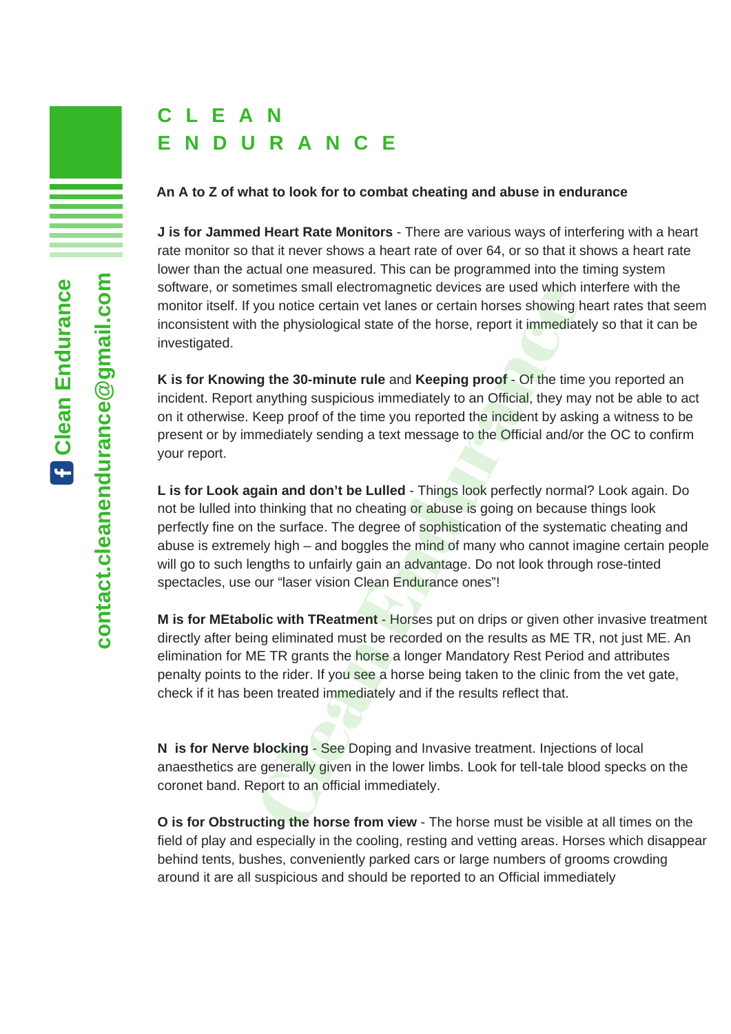# CLEAN ENDURANCE

**An A to Z of what to look for to combat cheating and abuse in endurance**

**J is for Jammed Heart Rate Monitors** - There are various ways of interfering with a heart rate monitor so that it never shows a heart rate of over 64, or so that it shows a heart rate lower than the actual one measured. This can be programmed into the timing system software, or sometimes small electromagnetic devices are used which interfere with the monitor itself. If you notice certain vet lanes or certain horses showing heart rates that seem inconsistent with the physiological state of the horse, report it immediately so that it can be investigated.

**K is for Knowing the 30-minute rule** and **Keeping proof** - Of the time you reported an incident. Report anything suspicious immediately to an Official, they may not be able to act on it otherwise. Keep proof of the time you reported the incident by asking a witness to be present or by immediately sending a text message to the Official and/or the OC to confirm your report.

**L is for Look again and don't be Lulled** - Things look perfectly normal? Look again. Do not be lulled into thinking that no cheating or abuse is going on because things look perfectly fine on the surface. The degree of sophistication of the systematic cheating and abuse is extremely high – and boggles the mind of many who cannot imagine certain people will go to such lengths to unfairly gain an advantage. Do not look through rose-tinted spectacles, use our "laser vision Clean Endurance ones"!

**M is for MEtabolic with TReatment** - Horses put on drips or given other invasive treatment directly after being eliminated must be recorded on the results as ME TR, not just ME. An elimination for ME TR grants the horse a longer Mandatory Rest Period and attributes penalty points to the rider. If you see a horse being taken to the clinic from the vet gate, check if it has been treated immediately and if the results reflect that.

**N is for Nerve blocking** - See Doping and Invasive treatment. Injections of local anaesthetics are generally given in the lower limbs. Look for tell-tale blood specks on the coronet band. Report to an official immediately.

**O is for Obstructing the horse from view** - The horse must be visible at all times on the field of play and especially in the cooling, resting and vetting areas. Horses which disappear behind tents, bushes, conveniently parked cars or large numbers of grooms crowding around it are all suspicious and should be reported to an Official immediately

Clean Endurance

contact.cleanendurance@gmail.com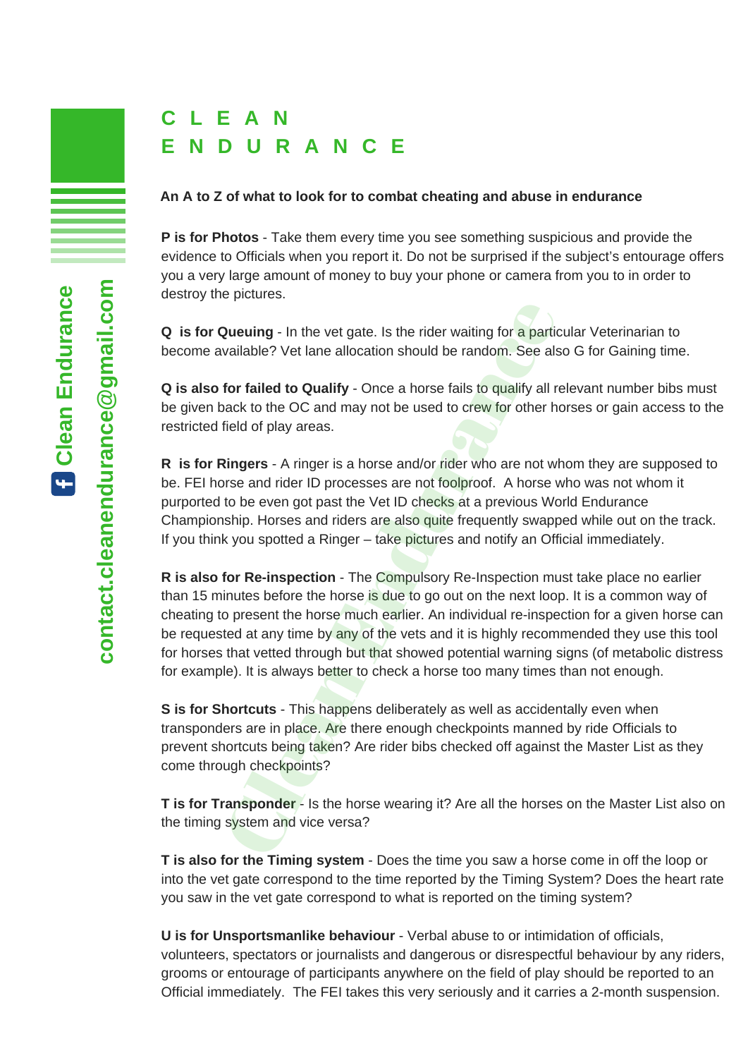# CLEAN ENDURANCE

**An A to Z of what to look for to combat cheating and abuse in endurance**

**P is for Photos** - Take them every time you see something suspicious and provide the evidence to Officials when you report it. Do not be surprised if the subject's entourage offers you a very large amount of money to buy your phone or camera from you to in order to destroy the pictures.

**Q is for Queuing** - In the vet gate. Is the rider waiting for a particular Veterinarian to become available? Vet lane allocation should be random. See also G for Gaining time.

**Q is also for failed to Qualify** - Once a horse fails to qualify all relevant number bibs must be given back to the OC and may not be used to crew for other horses or gain access to the restricted field of play areas.

**R is for Ringers** - A ringer is a horse and/or rider who are not whom they are supposed to be. FEI horse and rider ID processes are not foolproof. A horse who was not whom it purported to be even got past the Vet ID checks at a previous World Endurance Championship. Horses and riders are also quite frequently swapped while out on the track. If you think you spotted a Ringer – take pictures and notify an Official immediately.

**R is also for Re-inspection** - The Compulsory Re-Inspection must take place no earlier than 15 minutes before the horse is due to go out on the next loop. It is a common way of cheating to present the horse much earlier. An individual re-inspection for a given horse can be requested at any time by any of the vets and it is highly recommended they use this tool for horses that vetted through but that showed potential warning signs (of metabolic distress for example). It is always better to check a horse too many times than not enough.

**S is for Shortcuts** - This happens deliberately as well as accidentally even when transponders are in place. Are there enough checkpoints manned by ride Officials to prevent shortcuts being taken? Are rider bibs checked off against the Master List as they come through checkpoints?

**T is for Transponder** - Is the horse wearing it? Are all the horses on the Master List also on the timing system and vice versa?

**T is also for the Timing system** - Does the time you saw a horse come in off the loop or into the vet gate correspond to the time reported by the Timing System? Does the heart rate you saw in the vet gate correspond to what is reported on the timing system?

**U is for Unsportsmanlike behaviour** - Verbal abuse to or intimidation of officials, volunteers, spectators or journalists and dangerous or disrespectful behaviour by any riders, grooms or entourage of participants anywhere on the field of play should be reported to an Official immediately. The FEI takes this very seriously and it carries a 2-month suspension.

Clean Endurance

contact.cleanendurance@gmail.com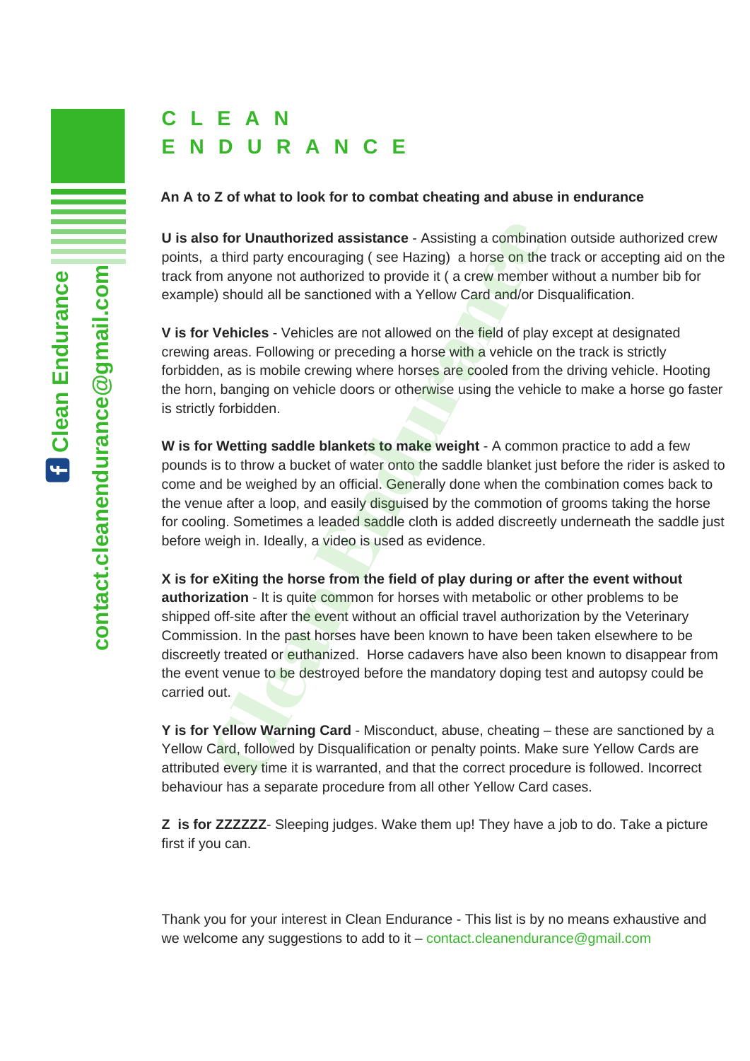# CLEAN ENDURANCE

**An A to Z of what to look for to combat cheating and abuse in endurance**

**U is also for Unauthorized assistance** - Assisting a combination outside authorized crew points, a third party encouraging ( see Hazing) a horse on the track or accepting aid on the track from anyone not authorized to provide it ( a crew member without a number bib for example) should all be sanctioned with a Yellow Card and/or Disqualification.

**V is for Vehicles** - Vehicles are not allowed on the field of play except at designated crewing areas. Following or preceding a horse with a vehicle on the track is strictly forbidden, as is mobile crewing where horses are cooled from the driving vehicle. Hooting the horn, banging on vehicle doors or otherwise using the vehicle to make a horse go faster is strictly forbidden.

**W is for Wetting saddle blankets to make weight** - A common practice to add a few pounds is to throw a bucket of water onto the saddle blanket just before the rider is asked to come and be weighed by an official. Generally done when the combination comes back to the venue after a loop, and easily disguised by the commotion of grooms taking the horse for cooling. Sometimes a leaded saddle cloth is added discreetly underneath the saddle just before weigh in. Ideally, a video is used as evidence.

**X is for eXiting the horse from the field of play during or after the event without authorization** - It is quite common for horses with metabolic or other problems to be shipped off-site after the event without an official travel authorization by the Veterinary Commission. In the past horses have been known to have been taken elsewhere to be discreetly treated or euthanized. Horse cadavers have also been known to disappear from the event venue to be destroyed before the mandatory doping test and autopsy could be carried out.

**Y is for Yellow Warning Card** - Misconduct, abuse, cheating – these are sanctioned by a Yellow Card, followed by Disqualification or penalty points. Make sure Yellow Cards are attributed every time it is warranted, and that the correct procedure is followed. Incorrect behaviour has a separate procedure from all other Yellow Card cases.

**Z is for ZZZZZZ**- Sleeping judges. Wake them up! They have a job to do. Take a picture first if you can.

Thank you for your interest in Clean Endurance - This list is by no means exhaustive and we welcome any suggestions to add to it – contact.cleanendurance@gmail.com

Clean Endurance

contact.cleanendurance@gmail.com